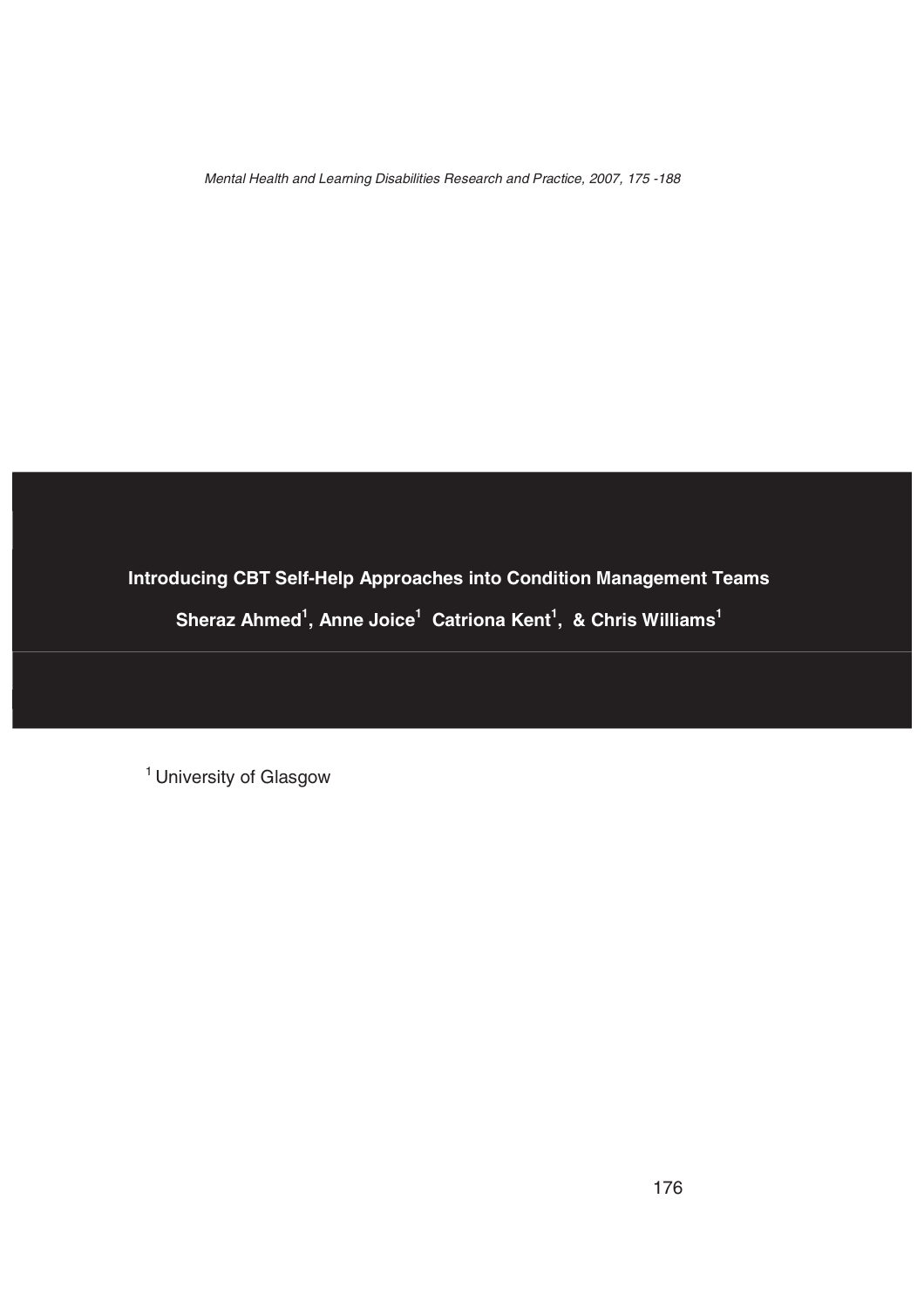# Introducing CBT Self-Help Approaches into Condition Management Teams

**Sheraz Ahmed[1], Anne Joice[1] Catriona Kent[1], & Chris Williams[1]**

[1] University of Glasgow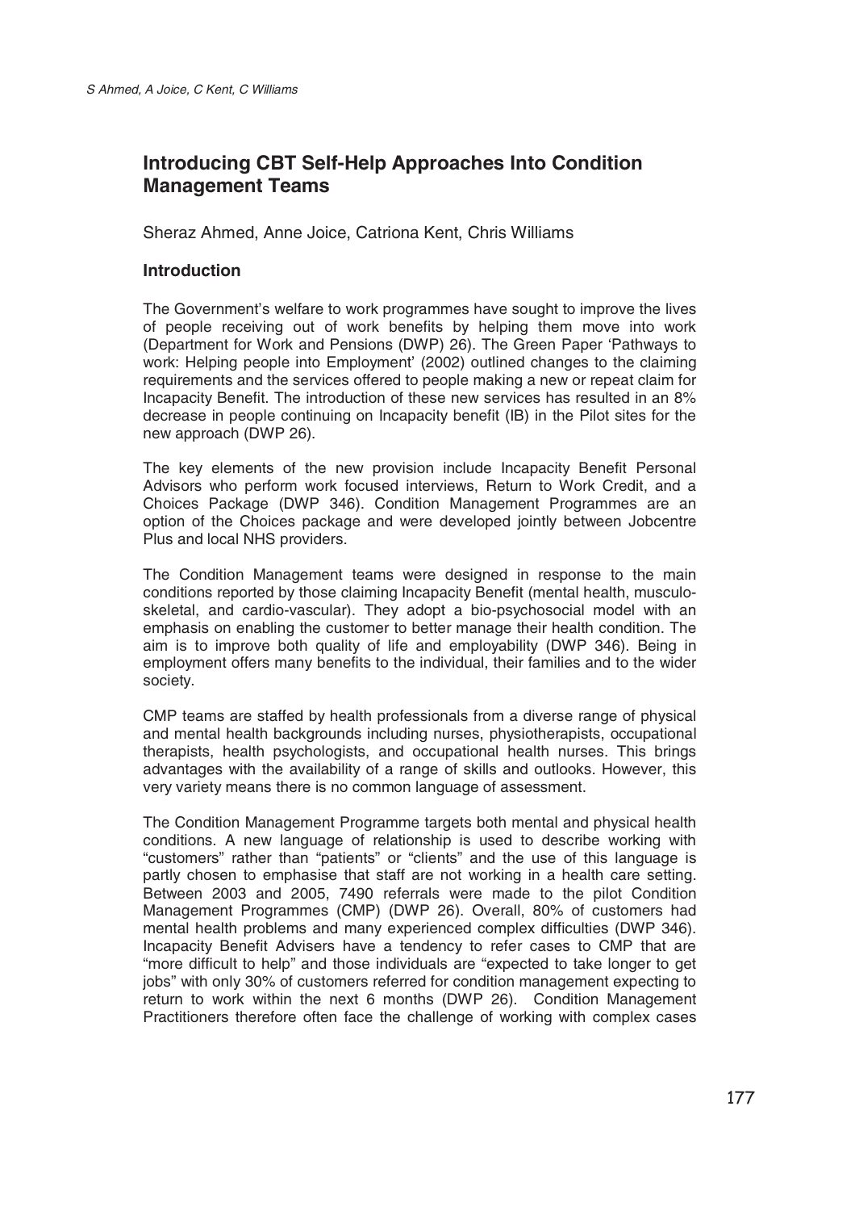# Introducing CBT Self-Help Approaches Into Condition Management Teams

Sheraz Ahmed, Anne Joice, Catriona Kent, Chris Williams

## Introduction

The Government's welfare to work programmes have sought to improve the lives of people receiving out of work benefits by helping them move into work (Department for Work and Pensions (DWP) 26). The Green Paper 'Pathways to work: Helping people into Employment' (2002) outlined changes to the claiming requirements and the services offered to people making a new or repeat claim for Incapacity Benefit. The introduction of these new services has resulted in an 8% decrease in people continuing on Incapacity benefit (IB) in the Pilot sites for the new approach (DWP 26).

The key elements of the new provision include Incapacity Benefit Personal Advisors who perform work focused interviews, Return to Work Credit, and a Choices Package (DWP 346). Condition Management Programmes are an option of the Choices package and were developed jointly between Jobcentre Plus and local NHS providers.

The Condition Management teams were designed in response to the main conditions reported by those claiming Incapacity Benefit (mental health, musculo-skeletal, and cardio-vascular). They adopt a bio-psychosocial model with an emphasis on enabling the customer to better manage their health condition. The aim is to improve both quality of life and employability (DWP 346). Being in employment offers many benefits to the individual, their families and to the wider society.

CMP teams are staffed by health professionals from a diverse range of physical and mental health backgrounds including nurses, physiotherapists, occupational therapists, health psychologists, and occupational health nurses. This brings advantages with the availability of a range of skills and outlooks. However, this very variety means there is no common language of assessment.

The Condition Management Programme targets both mental and physical health conditions. A new language of relationship is used to describe working with "customers" rather than "patients" or "clients" and the use of this language is partly chosen to emphasise that staff are not working in a health care setting. Between 2003 and 2005, 7490 referrals were made to the pilot Condition Management Programmes (CMP) (DWP 26). Overall, 80% of customers had mental health problems and many experienced complex difficulties (DWP 346). Incapacity Benefit Advisers have a tendency to refer cases to CMP that are "more difficult to help" and those individuals are "expected to take longer to get jobs" with only 30% of customers referred for condition management expecting to return to work within the next 6 months (DWP 26). Condition Management Practitioners therefore often face the challenge of working with complex cases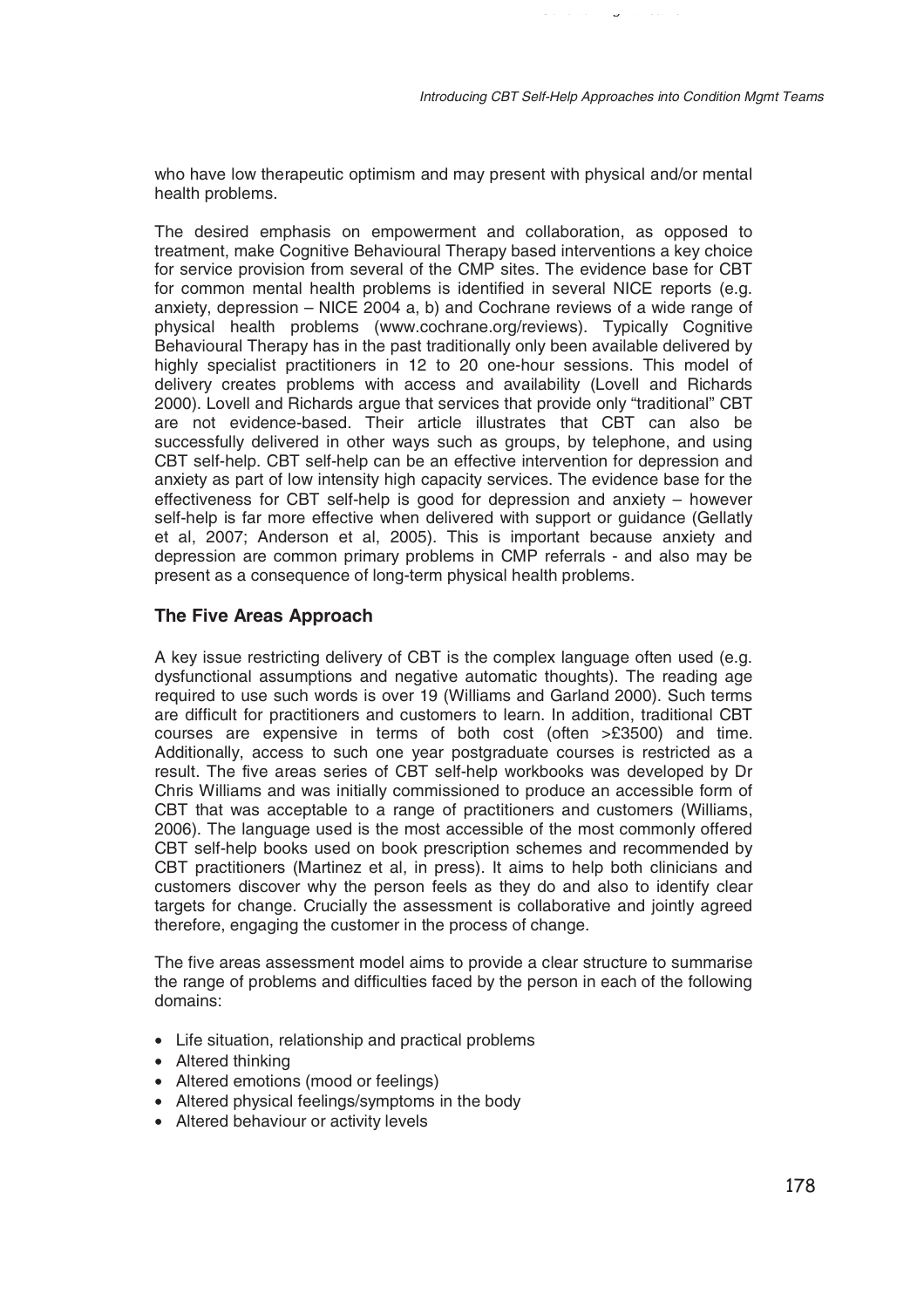who have low therapeutic optimism and may present with physical and/or mental health problems.

The desired emphasis on empowerment and collaboration, as opposed to treatment, make Cognitive Behavioural Therapy based interventions a key choice for service provision from several of the CMP sites. The evidence base for CBT for common mental health problems is identified in several NICE reports (e.g. anxiety, depression – NICE 2004 a, b) and Cochrane reviews of a wide range of physical health problems (www.cochrane.org/reviews). Typically Cognitive Behavioural Therapy has in the past traditionally only been available delivered by highly specialist practitioners in 12 to 20 one-hour sessions. This model of delivery creates problems with access and availability (Lovell and Richards 2000). Lovell and Richards argue that services that provide only "traditional" CBT are not evidence-based. Their article illustrates that CBT can also be successfully delivered in other ways such as groups, by telephone, and using CBT self-help. CBT self-help can be an effective intervention for depression and anxiety as part of low intensity high capacity services. The evidence base for the effectiveness for CBT self-help is good for depression and anxiety – however self-help is far more effective when delivered with support or guidance (Gellatly et al, 2007; Anderson et al, 2005). This is important because anxiety and depression are common primary problems in CMP referrals - and also may be present as a consequence of long-term physical health problems.

## The Five Areas Approach

A key issue restricting delivery of CBT is the complex language often used (e.g. dysfunctional assumptions and negative automatic thoughts). The reading age required to use such words is over 19 (Williams and Garland 2000). Such terms are difficult for practitioners and customers to learn. In addition, traditional CBT courses are expensive in terms of both cost (often >£3500) and time. Additionally, access to such one year postgraduate courses is restricted as a result. The five areas series of CBT self-help workbooks was developed by Dr Chris Williams and was initially commissioned to produce an accessible form of CBT that was acceptable to a range of practitioners and customers (Williams, 2006). The language used is the most accessible of the most commonly offered CBT self-help books used on book prescription schemes and recommended by CBT practitioners (Martinez et al, in press). It aims to help both clinicians and customers discover why the person feels as they do and also to identify clear targets for change. Crucially the assessment is collaborative and jointly agreed therefore, engaging the customer in the process of change.

The five areas assessment model aims to provide a clear structure to summarise the range of problems and difficulties faced by the person in each of the following domains:

- Life situation, relationship and practical problems
- Altered thinking
- Altered emotions (mood or feelings)
- Altered physical feelings/symptoms in the body
- Altered behaviour or activity levels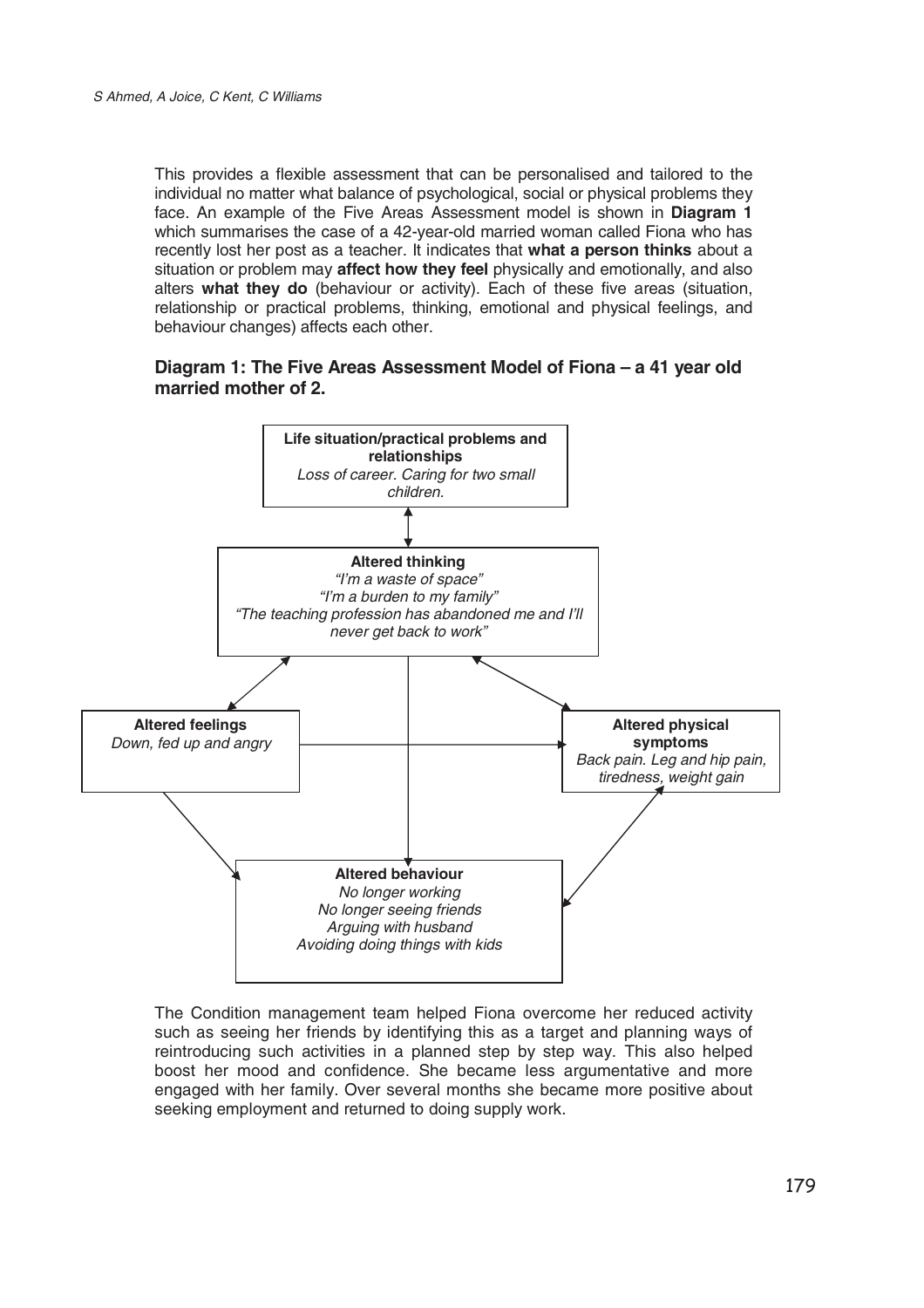This provides a flexible assessment that can be personalised and tailored to the individual no matter what balance of psychological, social or physical problems they face. An example of the Five Areas Assessment model is shown in **Diagram 1** which summarises the case of a 42-year-old married woman called Fiona who has recently lost her post as a teacher. It indicates that **what a person thinks** about a situation or problem may **affect how they feel** physically and emotionally, and also alters **what they do** (behaviour or activity). Each of these five areas (situation, relationship or practical problems, thinking, emotional and physical feelings, and behaviour changes) affects each other.

**Diagram 1: The Five Areas Assessment Model of Fiona – a 41 year old married mother of 2.**

**Life situation/practical problems and relationships**
*Loss of career. Caring for two small children.*

**Altered thinking**
*"I'm a waste of space"*
*"I'm a burden to my family"*
*"The teaching profession has abandoned me and I'll never get back to work"*

**Altered feelings**
*Down, fed up and angry*

**Altered physical symptoms**
*Back pain. Leg and hip pain, tiredness, weight gain*

**Altered behaviour**
*No longer working*
*No longer seeing friends*
*Arguing with husband*
*Avoiding doing things with kids*

The Condition management team helped Fiona overcome her reduced activity such as seeing her friends by identifying this as a target and planning ways of reintroducing such activities in a planned step by step way. This also helped boost her mood and confidence. She became less argumentative and more engaged with her family. Over several months she became more positive about seeking employment and returned to doing supply work.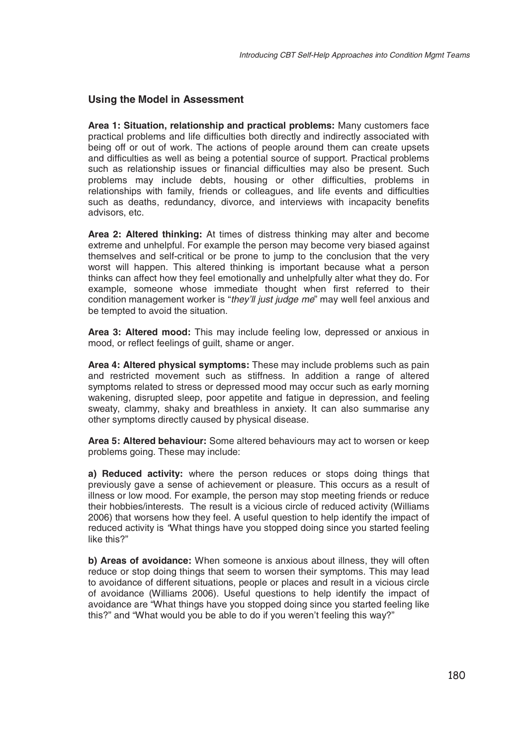## Using the Model in Assessment

**Area 1: Situation, relationship and practical problems:** Many customers face practical problems and life difficulties both directly and indirectly associated with being off or out of work. The actions of people around them can create upsets and difficulties as well as being a potential source of support. Practical problems such as relationship issues or financial difficulties may also be present. Such problems may include debts, housing or other difficulties, problems in relationships with family, friends or colleagues, and life events and difficulties such as deaths, redundancy, divorce, and interviews with incapacity benefits advisors, etc.

**Area 2: Altered thinking:** At times of distress thinking may alter and become extreme and unhelpful. For example the person may become very biased against themselves and self-critical or be prone to jump to the conclusion that the very worst will happen. This altered thinking is important because what a person thinks can affect how they feel emotionally and unhelpfully alter what they do. For example, someone whose immediate thought when first referred to their condition management worker is "*they'll just judge me*" may well feel anxious and be tempted to avoid the situation.

**Area 3: Altered mood:** This may include feeling low, depressed or anxious in mood, or reflect feelings of guilt, shame or anger.

**Area 4: Altered physical symptoms:** These may include problems such as pain and restricted movement such as stiffness. In addition a range of altered symptoms related to stress or depressed mood may occur such as early morning wakening, disrupted sleep, poor appetite and fatigue in depression, and feeling sweaty, clammy, shaky and breathless in anxiety. It can also summarise any other symptoms directly caused by physical disease.

**Area 5: Altered behaviour:** Some altered behaviours may act to worsen or keep problems going. These may include:

**a) Reduced activity:** where the person reduces or stops doing things that previously gave a sense of achievement or pleasure. This occurs as a result of illness or low mood. For example, the person may stop meeting friends or reduce their hobbies/interests. The result is a vicious circle of reduced activity (Williams 2006) that worsens how they feel. A useful question to help identify the impact of reduced activity is "What things have you stopped doing since you started feeling like this?"

**b) Areas of avoidance:** When someone is anxious about illness, they will often reduce or stop doing things that seem to worsen their symptoms. This may lead to avoidance of different situations, people or places and result in a vicious circle of avoidance (Williams 2006). Useful questions to help identify the impact of avoidance are "What things have you stopped doing since you started feeling like this?" and "What would you be able to do if you weren't feeling this way?"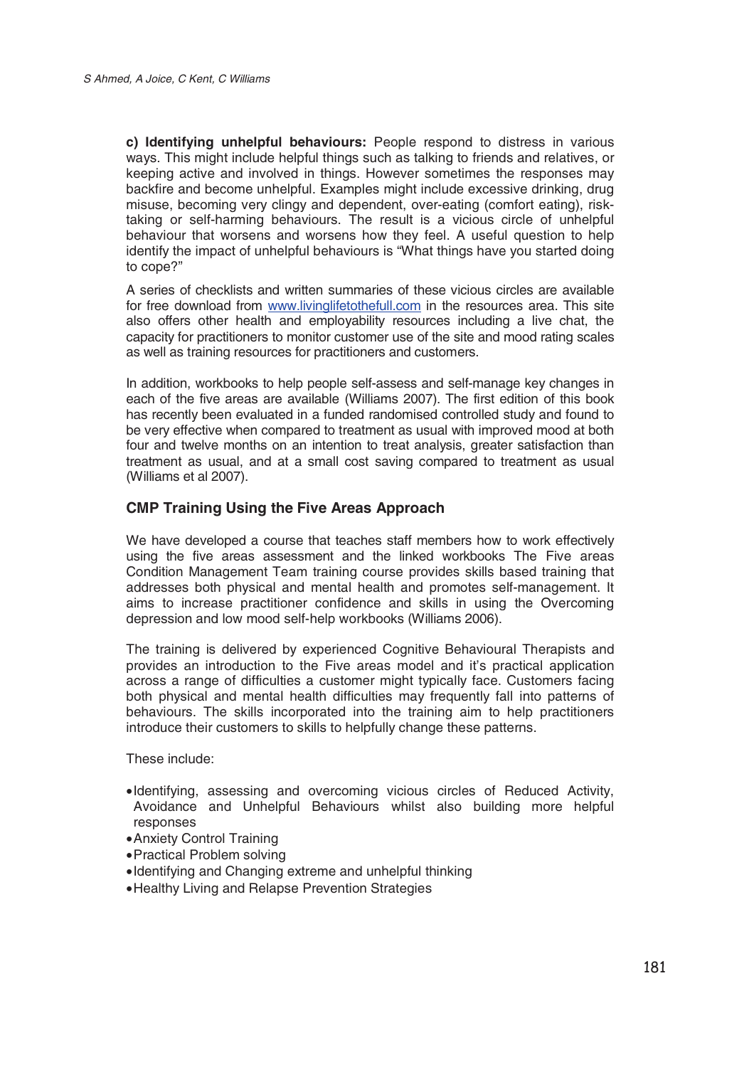**c) Identifying unhelpful behaviours:** People respond to distress in various ways. This might include helpful things such as talking to friends and relatives, or keeping active and involved in things. However sometimes the responses may backfire and become unhelpful. Examples might include excessive drinking, drug misuse, becoming very clingy and dependent, over-eating (comfort eating), risk-taking or self-harming behaviours. The result is a vicious circle of unhelpful behaviour that worsens and worsens how they feel. A useful question to help identify the impact of unhelpful behaviours is "What things have you started doing to cope?"

A series of checklists and written summaries of these vicious circles are available for free download from www.livinglifetothefull.com in the resources area. This site also offers other health and employability resources including a live chat, the capacity for practitioners to monitor customer use of the site and mood rating scales as well as training resources for practitioners and customers.

In addition, workbooks to help people self-assess and self-manage key changes in each of the five areas are available (Williams 2007). The first edition of this book has recently been evaluated in a funded randomised controlled study and found to be very effective when compared to treatment as usual with improved mood at both four and twelve months on an intention to treat analysis, greater satisfaction than treatment as usual, and at a small cost saving compared to treatment as usual (Williams et al 2007).

### CMP Training Using the Five Areas Approach

We have developed a course that teaches staff members how to work effectively using the five areas assessment and the linked workbooks The Five areas Condition Management Team training course provides skills based training that addresses both physical and mental health and promotes self-management. It aims to increase practitioner confidence and skills in using the Overcoming depression and low mood self-help workbooks (Williams 2006).

The training is delivered by experienced Cognitive Behavioural Therapists and provides an introduction to the Five areas model and it's practical application across a range of difficulties a customer might typically face. Customers facing both physical and mental health difficulties may frequently fall into patterns of behaviours. The skills incorporated into the training aim to help practitioners introduce their customers to skills to helpfully change these patterns.

These include:

- Identifying, assessing and overcoming vicious circles of Reduced Activity, Avoidance and Unhelpful Behaviours whilst also building more helpful responses
- Anxiety Control Training
- Practical Problem solving
- Identifying and Changing extreme and unhelpful thinking
- Healthy Living and Relapse Prevention Strategies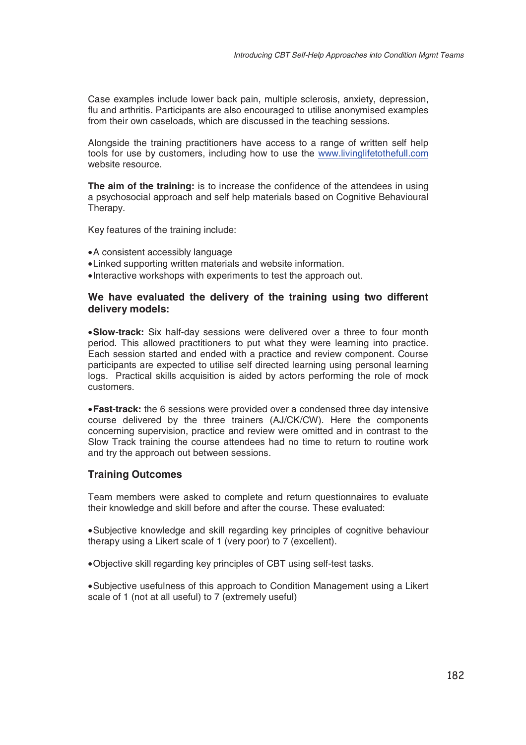Case examples include lower back pain, multiple sclerosis, anxiety, depression, flu and arthritis. Participants are also encouraged to utilise anonymised examples from their own caseloads, which are discussed in the teaching sessions.

Alongside the training practitioners have access to a range of written self help tools for use by customers, including how to use the www.livinglifetothefull.com website resource.

**The aim of the training:** is to increase the confidence of the attendees in using a psychosocial approach and self help materials based on Cognitive Behavioural Therapy.

Key features of the training include:

- A consistent accessibly language
- Linked supporting written materials and website information.
- Interactive workshops with experiments to test the approach out.

### We have evaluated the delivery of the training using two different delivery models:

- **Slow-track:** Six half-day sessions were delivered over a three to four month period. This allowed practitioners to put what they were learning into practice. Each session started and ended with a practice and review component. Course participants are expected to utilise self directed learning using personal learning logs. Practical skills acquisition is aided by actors performing the role of mock customers.

- **Fast-track:** the 6 sessions were provided over a condensed three day intensive course delivered by the three trainers (AJ/CK/CW). Here the components concerning supervision, practice and review were omitted and in contrast to the Slow Track training the course attendees had no time to return to routine work and try the approach out between sessions.

### Training Outcomes

Team members were asked to complete and return questionnaires to evaluate their knowledge and skill before and after the course. These evaluated:

- Subjective knowledge and skill regarding key principles of cognitive behaviour therapy using a Likert scale of 1 (very poor) to 7 (excellent).

- Objective skill regarding key principles of CBT using self-test tasks.

- Subjective usefulness of this approach to Condition Management using a Likert scale of 1 (not at all useful) to 7 (extremely useful)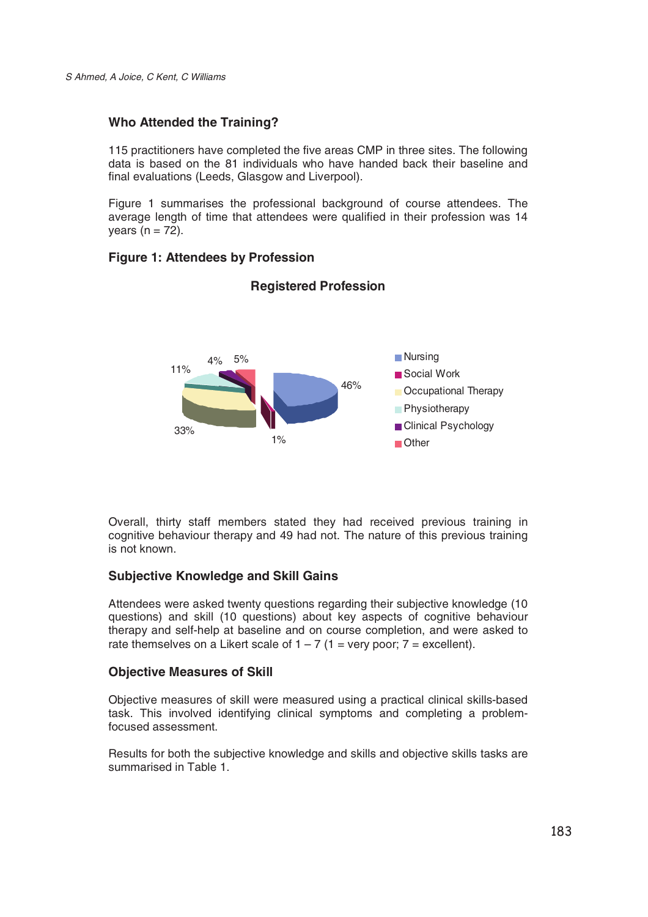## Who Attended the Training?

115 practitioners have completed the five areas CMP in three sites. The following data is based on the 81 individuals who have handed back their baseline and final evaluations (Leeds, Glasgow and Liverpool).

Figure 1 summarises the professional background of course attendees. The average length of time that attendees were qualified in their profession was 14 years (n = 72).

**Figure 1: Attendees by Profession**

**Registered Profession**

- Nursing: 46%
- Social Work: 1%
- Occupational Therapy: 33%
- Physiotherapy: 11%
- Clinical Psychology: 4%
- Other: 5%

Overall, thirty staff members stated they had received previous training in cognitive behaviour therapy and 49 had not. The nature of this previous training is not known.

## Subjective Knowledge and Skill Gains

Attendees were asked twenty questions regarding their subjective knowledge (10 questions) and skill (10 questions) about key aspects of cognitive behaviour therapy and self-help at baseline and on course completion, and were asked to rate themselves on a Likert scale of 1 – 7 (1 = very poor; 7 = excellent).

## Objective Measures of Skill

Objective measures of skill were measured using a practical clinical skills-based task. This involved identifying clinical symptoms and completing a problem-focused assessment.

Results for both the subjective knowledge and skills and objective skills tasks are summarised in Table 1.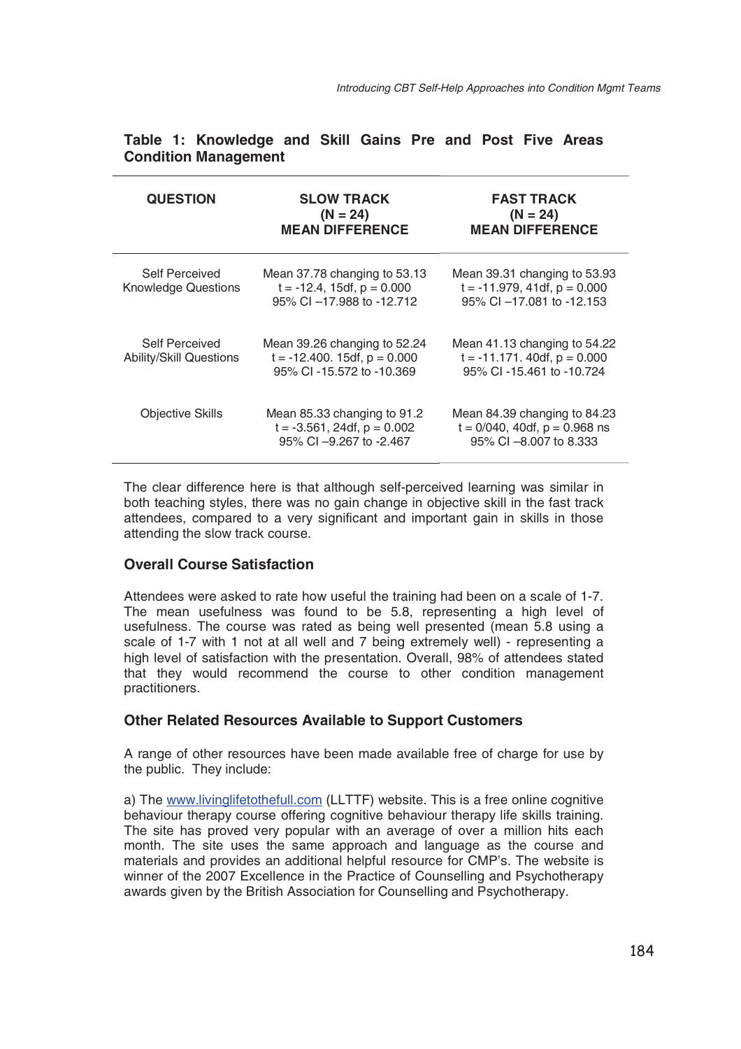**Table 1: Knowledge and Skill Gains Pre and Post Five Areas Condition Management**

| QUESTION | SLOW TRACK (N = 24) MEAN DIFFERENCE | FAST TRACK (N = 24) MEAN DIFFERENCE |
|---|---|---|
| Self Perceived Knowledge Questions | Mean 37.78 changing to 53.13 $t = -12.4$, 15df, $p = 0.000$ 95% CI –17.988 to -12.712 | Mean 39.31 changing to 53.93 $t = -11.979$, 41df, $p = 0.000$ 95% CI –17.081 to -12.153 |
| Self Perceived Ability/Skill Questions | Mean 39.26 changing to 52.24 $t = -12.400$. 15df, $p = 0.000$ 95% CI -15.572 to -10.369 | Mean 41.13 changing to 54.22 $t = -11.171$. 40df, $p = 0.000$ 95% CI -15.461 to -10.724 |
| Objective Skills | Mean 85.33 changing to 91.2 $t = -3.561$, 24df, $p = 0.002$ 95% CI –9.267 to -2.467 | Mean 84.39 changing to 84.23 t = 0/040, 40df, $p = 0.968$ ns 95% CI –8.007 to 8.333 |

The clear difference here is that although self-perceived learning was similar in both teaching styles, there was no gain change in objective skill in the fast track attendees, compared to a very significant and important gain in skills in those attending the slow track course.

### Overall Course Satisfaction

Attendees were asked to rate how useful the training had been on a scale of 1-7. The mean usefulness was found to be 5.8, representing a high level of usefulness. The course was rated as being well presented (mean 5.8 using a scale of 1-7 with 1 not at all well and 7 being extremely well) - representing a high level of satisfaction with the presentation. Overall, 98% of attendees stated that they would recommend the course to other condition management practitioners.

### Other Related Resources Available to Support Customers

A range of other resources have been made available free of charge for use by the public. They include:

a) The www.livinglifetothefull.com (LLTTF) website. This is a free online cognitive behaviour therapy course offering cognitive behaviour therapy life skills training. The site has proved very popular with an average of over a million hits each month. The site uses the same approach and language as the course and materials and provides an additional helpful resource for CMP's. The website is winner of the 2007 Excellence in the Practice of Counselling and Psychotherapy awards given by the British Association for Counselling and Psychotherapy.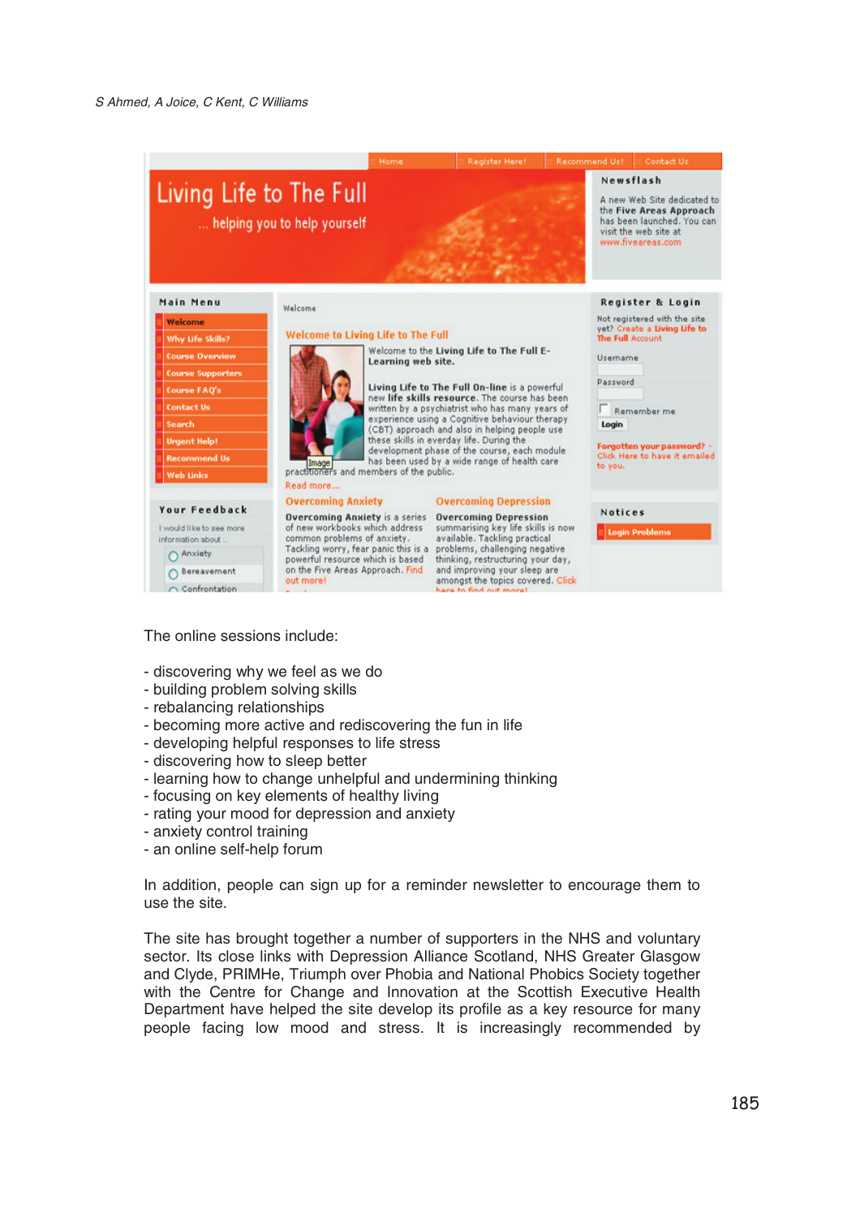The online sessions include:

- discovering why we feel as we do
- building problem solving skills
- rebalancing relationships
- becoming more active and rediscovering the fun in life
- developing helpful responses to life stress
- discovering how to sleep better
- learning how to change unhelpful and undermining thinking
- focusing on key elements of healthy living
- rating your mood for depression and anxiety
- anxiety control training
- an online self-help forum

In addition, people can sign up for a reminder newsletter to encourage them to use the site.

The site has brought together a number of supporters in the NHS and voluntary sector. Its close links with Depression Alliance Scotland, NHS Greater Glasgow and Clyde, PRIMHe, Triumph over Phobia and National Phobics Society together with the Centre for Change and Innovation at the Scottish Executive Health Department have helped the site develop its profile as a key resource for many people facing low mood and stress. It is increasingly recommended by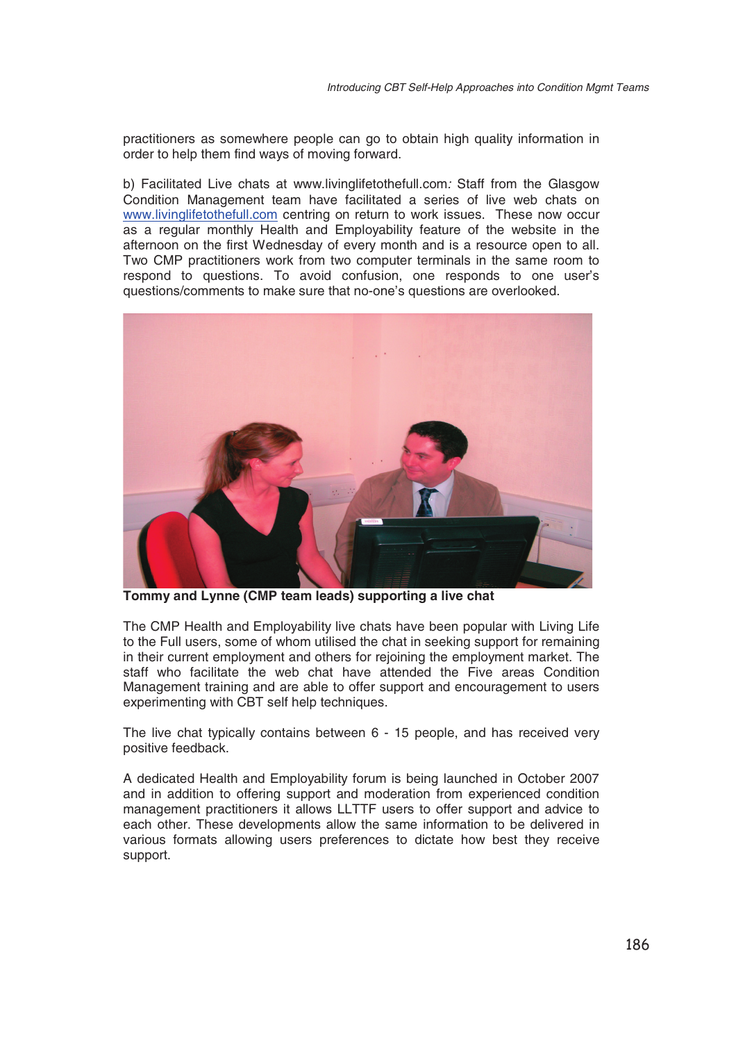practitioners as somewhere people can go to obtain high quality information in order to help them find ways of moving forward.

b) Facilitated Live chats at www.livinglifetothefull.com*:* Staff from the Glasgow Condition Management team have facilitated a series of live web chats on [www.livinglifetothefull.com](http://www.livinglifetothefull.com) centring on return to work issues. These now occur as a regular monthly Health and Employability feature of the website in the afternoon on the first Wednesday of every month and is a resource open to all. Two CMP practitioners work from two computer terminals in the same room to respond to questions. To avoid confusion, one responds to one user's questions/comments to make sure that no-one's questions are overlooked.

**Tommy and Lynne (CMP team leads) supporting a live chat**

The CMP Health and Employability live chats have been popular with Living Life to the Full users, some of whom utilised the chat in seeking support for remaining in their current employment and others for rejoining the employment market. The staff who facilitate the web chat have attended the Five areas Condition Management training and are able to offer support and encouragement to users experimenting with CBT self help techniques.

The live chat typically contains between 6 - 15 people, and has received very positive feedback.

A dedicated Health and Employability forum is being launched in October 2007 and in addition to offering support and moderation from experienced condition management practitioners it allows LLTTF users to offer support and advice to each other. These developments allow the same information to be delivered in various formats allowing users preferences to dictate how best they receive support.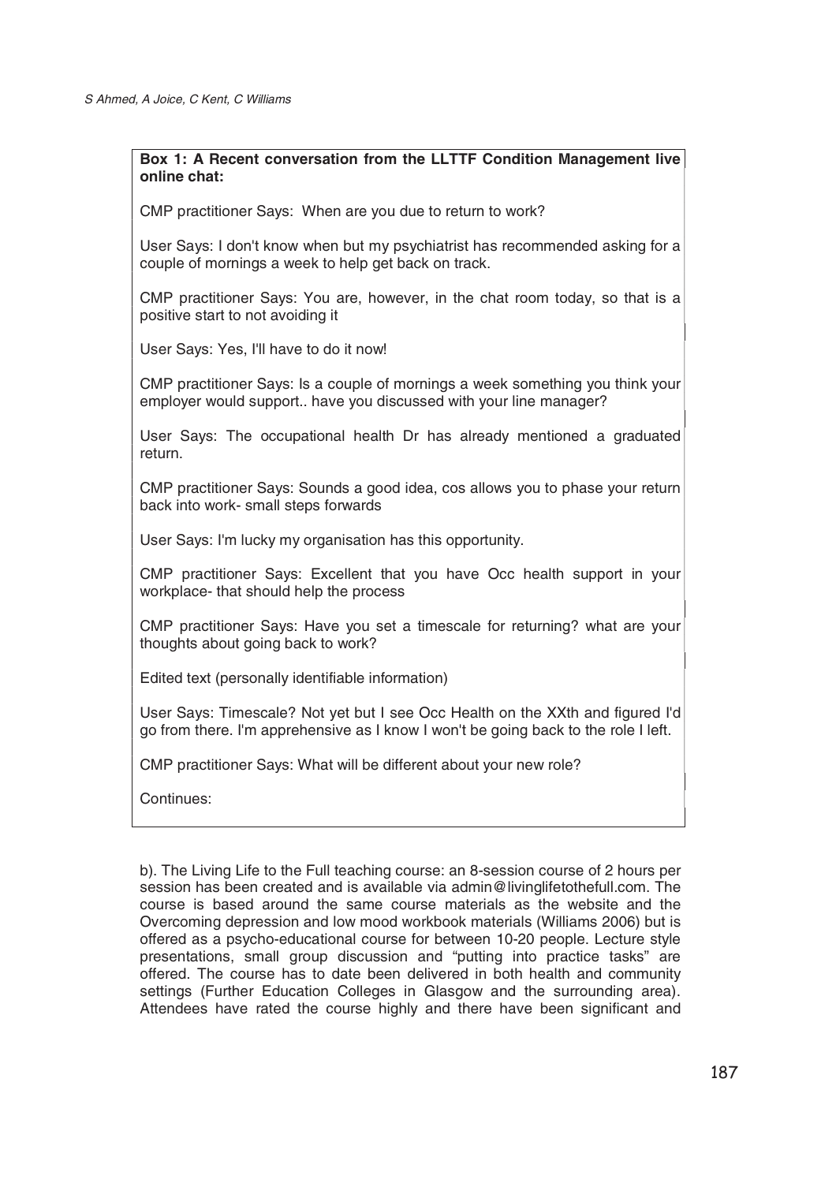**Box 1: A Recent conversation from the LLTTF Condition Management live online chat:**

CMP practitioner Says: When are you due to return to work?

User Says: I don't know when but my psychiatrist has recommended asking for a couple of mornings a week to help get back on track.

CMP practitioner Says: You are, however, in the chat room today, so that is a positive start to not avoiding it

User Says: Yes, I'll have to do it now!

CMP practitioner Says: Is a couple of mornings a week something you think your employer would support.. have you discussed with your line manager?

User Says: The occupational health Dr has already mentioned a graduated return.

CMP practitioner Says: Sounds a good idea, cos allows you to phase your return back into work- small steps forwards

User Says: I'm lucky my organisation has this opportunity.

CMP practitioner Says: Excellent that you have Occ health support in your workplace- that should help the process

CMP practitioner Says: Have you set a timescale for returning? what are your thoughts about going back to work?

Edited text (personally identifiable information)

User Says: Timescale? Not yet but I see Occ Health on the XXth and figured I'd go from there. I'm apprehensive as I know I won't be going back to the role I left.

CMP practitioner Says: What will be different about your new role?

Continues:

b). The Living Life to the Full teaching course: an 8-session course of 2 hours per session has been created and is available via admin@livinglifetothefull.com. The course is based around the same course materials as the website and the Overcoming depression and low mood workbook materials (Williams 2006) but is offered as a psycho-educational course for between 10-20 people. Lecture style presentations, small group discussion and "putting into practice tasks" are offered. The course has to date been delivered in both health and community settings (Further Education Colleges in Glasgow and the surrounding area). Attendees have rated the course highly and there have been significant and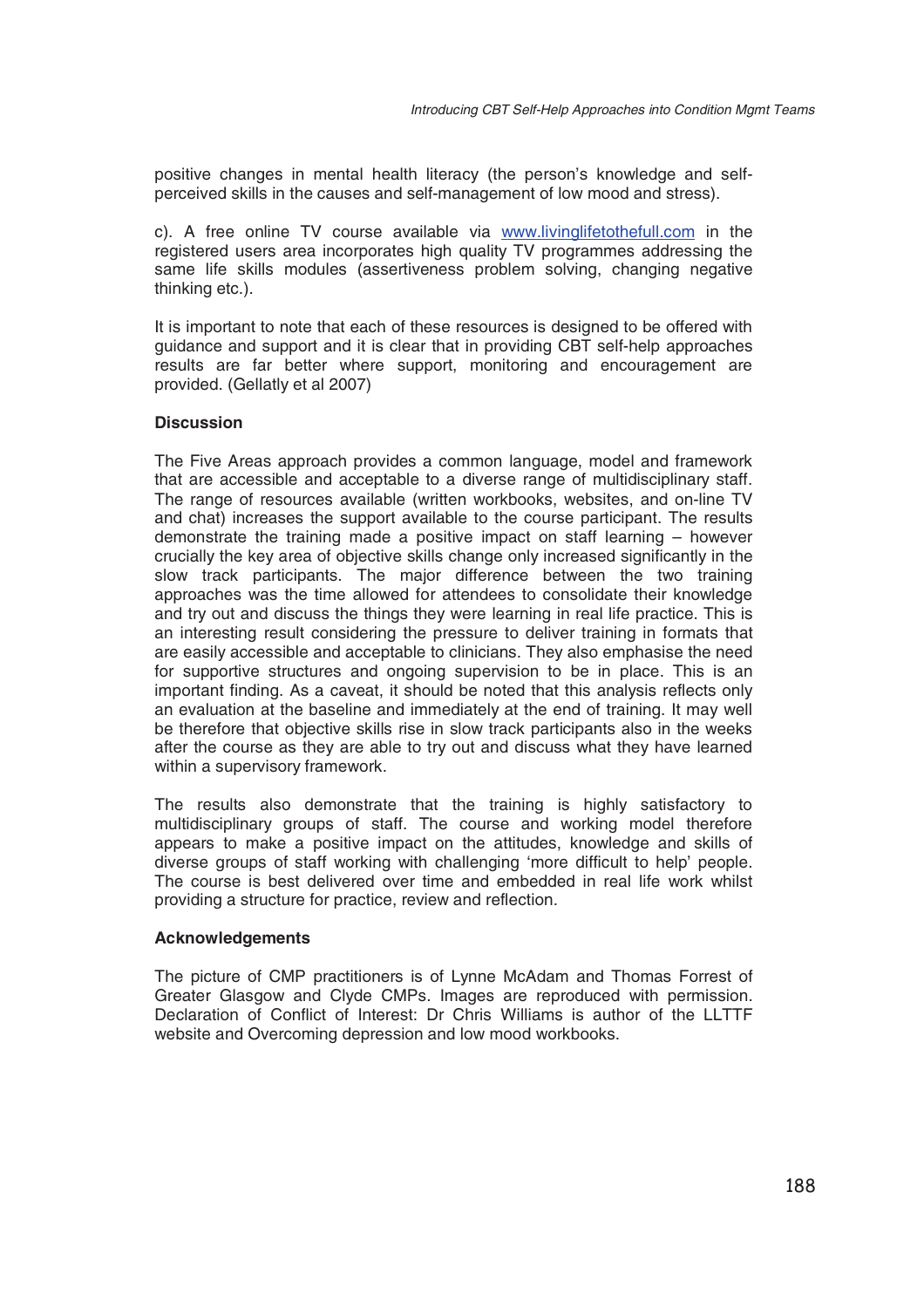positive changes in mental health literacy (the person's knowledge and self-perceived skills in the causes and self-management of low mood and stress).

c). A free online TV course available via www.livinglifetothefull.com in the registered users area incorporates high quality TV programmes addressing the same life skills modules (assertiveness problem solving, changing negative thinking etc.).

It is important to note that each of these resources is designed to be offered with guidance and support and it is clear that in providing CBT self-help approaches results are far better where support, monitoring and encouragement are provided. (Gellatly et al 2007)

**Discussion**

The Five Areas approach provides a common language, model and framework that are accessible and acceptable to a diverse range of multidisciplinary staff. The range of resources available (written workbooks, websites, and on-line TV and chat) increases the support available to the course participant. The results demonstrate the training made a positive impact on staff learning – however crucially the key area of objective skills change only increased significantly in the slow track participants. The major difference between the two training approaches was the time allowed for attendees to consolidate their knowledge and try out and discuss the things they were learning in real life practice. This is an interesting result considering the pressure to deliver training in formats that are easily accessible and acceptable to clinicians. They also emphasise the need for supportive structures and ongoing supervision to be in place. This is an important finding. As a caveat, it should be noted that this analysis reflects only an evaluation at the baseline and immediately at the end of training. It may well be therefore that objective skills rise in slow track participants also in the weeks after the course as they are able to try out and discuss what they have learned within a supervisory framework.

The results also demonstrate that the training is highly satisfactory to multidisciplinary groups of staff. The course and working model therefore appears to make a positive impact on the attitudes, knowledge and skills of diverse groups of staff working with challenging 'more difficult to help' people. The course is best delivered over time and embedded in real life work whilst providing a structure for practice, review and reflection.

**Acknowledgements**

The picture of CMP practitioners is of Lynne McAdam and Thomas Forrest of Greater Glasgow and Clyde CMPs. Images are reproduced with permission. Declaration of Conflict of Interest: Dr Chris Williams is author of the LLTTF website and Overcoming depression and low mood workbooks.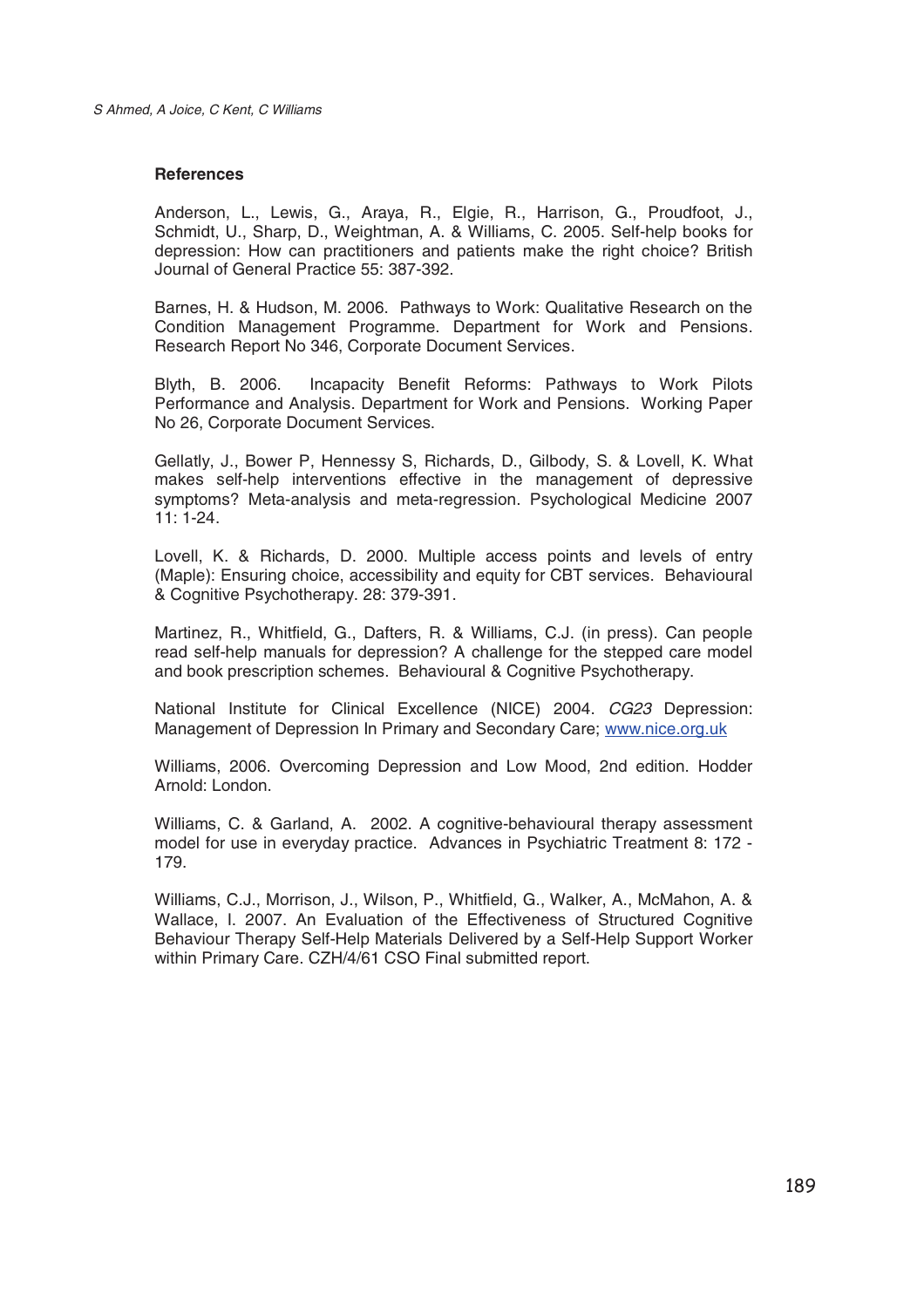**References**

Anderson, L., Lewis, G., Araya, R., Elgie, R., Harrison, G., Proudfoot, J., Schmidt, U., Sharp, D., Weightman, A. & Williams, C. 2005. Self-help books for depression: How can practitioners and patients make the right choice? British Journal of General Practice 55: 387-392.

Barnes, H. & Hudson, M. 2006. Pathways to Work: Qualitative Research on the Condition Management Programme. Department for Work and Pensions. Research Report No 346, Corporate Document Services.

Blyth, B. 2006. Incapacity Benefit Reforms: Pathways to Work Pilots Performance and Analysis. Department for Work and Pensions. Working Paper No 26, Corporate Document Services.

Gellatly, J., Bower P, Hennessy S, Richards, D., Gilbody, S. & Lovell, K. What makes self-help interventions effective in the management of depressive symptoms? Meta-analysis and meta-regression. Psychological Medicine 2007 11: 1-24.

Lovell, K. & Richards, D. 2000. Multiple access points and levels of entry (Maple): Ensuring choice, accessibility and equity for CBT services. Behavioural & Cognitive Psychotherapy. 28: 379-391.

Martinez, R., Whitfield, G., Dafters, R. & Williams, C.J. (in press). Can people read self-help manuals for depression? A challenge for the stepped care model and book prescription schemes. Behavioural & Cognitive Psychotherapy.

National Institute for Clinical Excellence (NICE) 2004. *CG23* Depression: Management of Depression In Primary and Secondary Care; www.nice.org.uk

Williams, 2006. Overcoming Depression and Low Mood, 2nd edition. Hodder Arnold: London.

Williams, C. & Garland, A. 2002. A cognitive-behavioural therapy assessment model for use in everyday practice. Advances in Psychiatric Treatment 8: 172 - 179.

Williams, C.J., Morrison, J., Wilson, P., Whitfield, G., Walker, A., McMahon, A. & Wallace, I. 2007. An Evaluation of the Effectiveness of Structured Cognitive Behaviour Therapy Self-Help Materials Delivered by a Self-Help Support Worker within Primary Care. CZH/4/61 CSO Final submitted report.